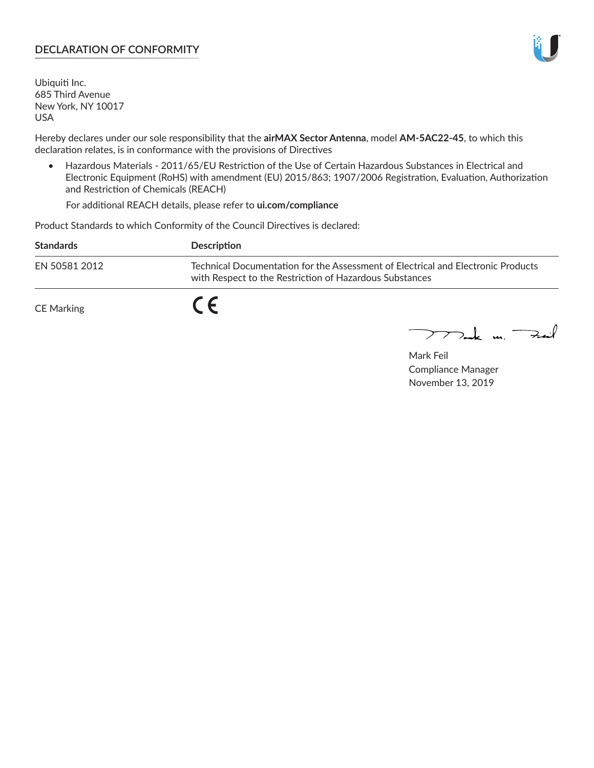## DECLARATION OF CONFORMITY

Ubiquiti Inc.
685 Third Avenue
New York, NY 10017
USA

Hereby declares under our sole responsibility that the **airMAX Sector Antenna**, model **AM-5AC22-45**, to which this declaration relates, is in conformance with the provisions of Directives

- Hazardous Materials - 2011/65/EU Restriction of the Use of Certain Hazardous Substances in Electrical and Electronic Equipment (RoHS) with amendment (EU) 2015/863; 1907/2006 Registration, Evaluation, Authorization and Restriction of Chemicals (REACH)

  For additional REACH details, please refer to **ui.com/compliance**

Product Standards to which Conformity of the Council Directives is declared:

| Standards | Description |
| --- | --- |
| EN 50581 2012 | Technical Documentation for the Assessment of Electrical and Electronic Products with Respect to the Restriction of Hazardous Substances |

CE Marking CE

Mark Feil
Compliance Manager
November 13, 2019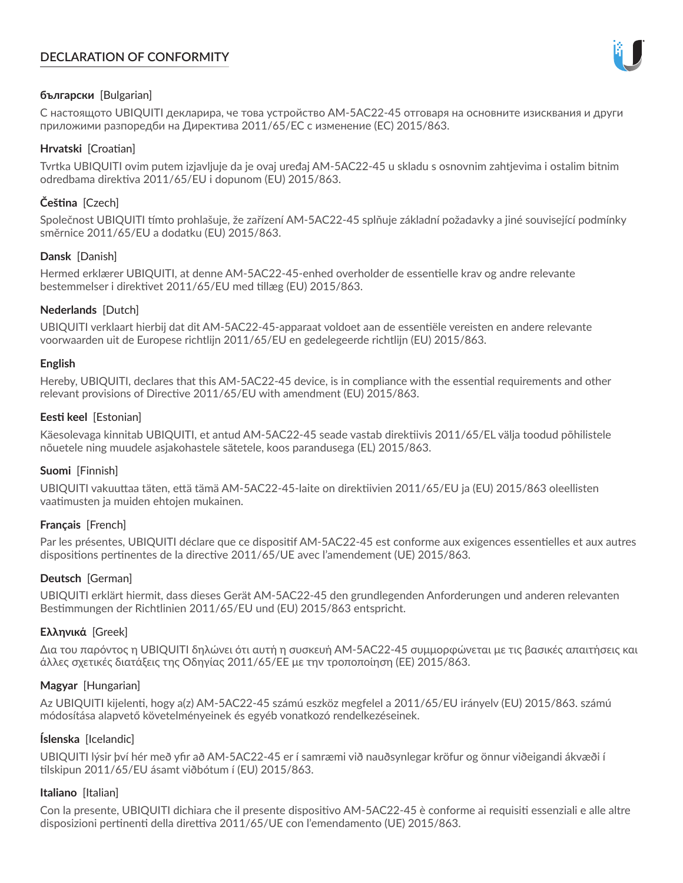## DECLARATION OF CONFORMITY

**български** [Bulgarian]

С настоящото UBIQUITI декларира, че това устройство AM-5AC22-45 отговаря на основните изисквания и други приложими разпоредби на Директива 2011/65/ЕС с изменение (ЕС) 2015/863.

**Hrvatski** [Croatian]

Tvrtka UBIQUITI ovim putem izjavljuje da je ovaj uređaj AM-5AC22-45 u skladu s osnovnim zahtjevima i ostalim bitnim odredbama direktiva 2011/65/EU i dopunom (EU) 2015/863.

**Čeština** [Czech]

Společnost UBIQUITI tímto prohlašuje, že zařízení AM-5AC22-45 splňuje základní požadavky a jiné související podmínky směrnice 2011/65/EU a dodatku (EU) 2015/863.

**Dansk** [Danish]

Hermed erklærer UBIQUITI, at denne AM-5AC22-45-enhed overholder de essentielle krav og andre relevante bestemmelser i direktivet 2011/65/EU med tillæg (EU) 2015/863.

**Nederlands** [Dutch]

UBIQUITI verklaart hierbij dat dit AM-5AC22-45-apparaat voldoet aan de essentiële vereisten en andere relevante voorwaarden uit de Europese richtlijn 2011/65/EU en gedelegeerde richtlijn (EU) 2015/863.

**English**

Hereby, UBIQUITI, declares that this AM-5AC22-45 device, is in compliance with the essential requirements and other relevant provisions of Directive 2011/65/EU with amendment (EU) 2015/863.

**Eesti keel** [Estonian]

Käesolevaga kinnitab UBIQUITI, et antud AM-5AC22-45 seade vastab direktiivis 2011/65/EL välja toodud põhilistele nõuetele ning muudele asjakohastele sätetele, koos parandusega (EL) 2015/863.

**Suomi** [Finnish]

UBIQUITI vakuuttaa täten, että tämä AM-5AC22-45-laite on direktiivien 2011/65/EU ja (EU) 2015/863 oleellisten vaatimusten ja muiden ehtojen mukainen.

**Français** [French]

Par les présentes, UBIQUITI déclare que ce dispositif AM-5AC22-45 est conforme aux exigences essentielles et aux autres dispositions pertinentes de la directive 2011/65/UE avec l'amendement (UE) 2015/863.

**Deutsch** [German]

UBIQUITI erklärt hiermit, dass dieses Gerät AM-5AC22-45 den grundlegenden Anforderungen und anderen relevanten Bestimmungen der Richtlinien 2011/65/EU und (EU) 2015/863 entspricht.

**Ελληνικά** [Greek]

Δια του παρόντος η UBIQUITI δηλώνει ότι αυτή η συσκευή AM-5AC22-45 συμμορφώνεται με τις βασικές απαιτήσεις και άλλες σχετικές διατάξεις της Οδηγίας 2011/65/ΕΕ με την τροποποίηση (ΕΕ) 2015/863.

**Magyar** [Hungarian]

Az UBIQUITI kijelenti, hogy a(z) AM-5AC22-45 számú eszköz megfelel a 2011/65/EU irányelv (EU) 2015/863. számú módosítása alapvető követelményeinek és egyéb vonatkozó rendelkezéseinek.

**Íslenska** [Icelandic]

UBIQUITI lýsir því hér með yfir að AM-5AC22-45 er í samræmi við nauðsynlegar kröfur og önnur viðeigandi ákvæði í tilskipun 2011/65/EU ásamt viðbótum í (EU) 2015/863.

**Italiano** [Italian]

Con la presente, UBIQUITI dichiara che il presente dispositivo AM-5AC22-45 è conforme ai requisiti essenziali e alle altre disposizioni pertinenti della direttiva 2011/65/UE con l'emendamento (UE) 2015/863.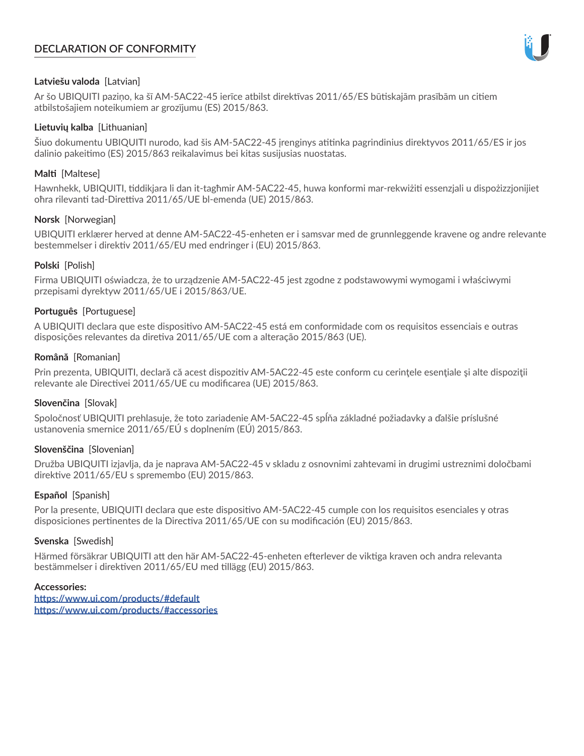## DECLARATION OF CONFORMITY

**Latviešu valoda** [Latvian]

Ar šo UBIQUITI paziņo, ka šī AM-5AC22-45 ierīce atbilst direktīvas 2011/65/ES būtiskajām prasībām un citiem atbilstošajiem noteikumiem ar grozījumu (ES) 2015/863.

**Lietuvių kalba** [Lithuanian]

Šiuo dokumentu UBIQUITI nurodo, kad šis AM-5AC22-45 įrenginys atitinka pagrindinius direktyvos 2011/65/ES ir jos dalinio pakeitimo (ES) 2015/863 reikalavimus bei kitas susijusias nuostatas.

**Malti** [Maltese]

Hawnhekk, UBIQUITI, tiddikjara li dan it-tagħmir AM-5AC22-45, huwa konformi mar-rekwiżiti essenzjali u dispożizzjonijiet oħra rilevanti tad-Direttiva 2011/65/UE bl-emenda (UE) 2015/863.

**Norsk** [Norwegian]

UBIQUITI erklærer herved at denne AM-5AC22-45-enheten er i samsvar med de grunnleggende kravene og andre relevante bestemmelser i direktiv 2011/65/EU med endringer i (EU) 2015/863.

**Polski** [Polish]

Firma UBIQUITI oświadcza, że to urządzenie AM-5AC22-45 jest zgodne z podstawowymi wymogami i właściwymi przepisami dyrektyw 2011/65/UE i 2015/863/UE.

**Português** [Portuguese]

A UBIQUITI declara que este dispositivo AM-5AC22-45 está em conformidade com os requisitos essenciais e outras disposições relevantes da diretiva 2011/65/UE com a alteração 2015/863 (UE).

**Română** [Romanian]

Prin prezenta, UBIQUITI, declară că acest dispozitiv AM-5AC22-45 este conform cu cerinţele esenţiale şi alte dispoziţii relevante ale Directivei 2011/65/UE cu modificarea (UE) 2015/863.

**Slovenčina** [Slovak]

Spoločnosť UBIQUITI prehlasuje, že toto zariadenie AM-5AC22-45 spĺňa základné požiadavky a ďalšie príslušné ustanovenia smernice 2011/65/EÚ s doplnením (EÚ) 2015/863.

**Slovenščina** [Slovenian]

Družba UBIQUITI izjavlja, da je naprava AM-5AC22-45 v skladu z osnovnimi zahtevami in drugimi ustreznimi določbami direktive 2011/65/EU s spremembo (EU) 2015/863.

**Español** [Spanish]

Por la presente, UBIQUITI declara que este dispositivo AM-5AC22-45 cumple con los requisitos esenciales y otras disposiciones pertinentes de la Directiva 2011/65/UE con su modificación (EU) 2015/863.

**Svenska** [Swedish]

Härmed försäkrar UBIQUITI att den här AM-5AC22-45-enheten efterlever de viktiga kraven och andra relevanta bestämmelser i direktiven 2011/65/EU med tillägg (EU) 2015/863.

**Accessories:**
**https://www.ui.com/products/#default**
**https://www.ui.com/products/#accessories**